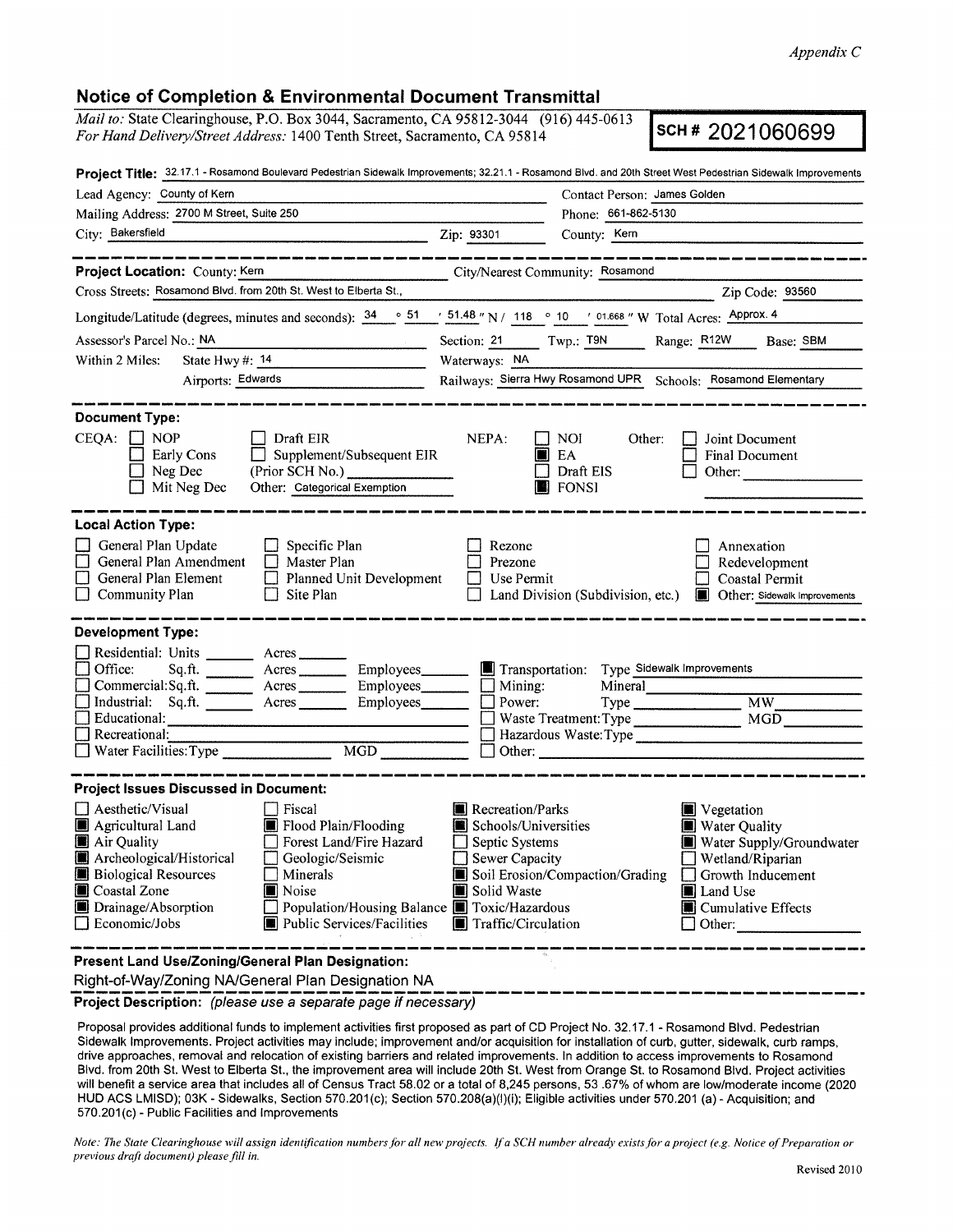*Appendix C*

## Notice of Completion & Environmental Document Transmittal

*Mail to:* State Clearinghouse, P.O. Box 3044, Sacramento, CA 95812-3044 (916) 445-0613
*For Hand Delivery/Street Address:* 1400 Tenth Street, Sacramento, CA 95814

**SCH # 2021060699**

**Project Title:** 32.17.1 - Rosamond Boulevard Pedestrian Sidewalk Improvements; 32.21.1 - Rosamond Blvd. and 20th Street West Pedestrian Sidewalk Improvements

Lead Agency: County of Kern — Contact Person: James Golden
Mailing Address: 2700 M Street, Suite 250 — Phone: 661-862-5130
City: Bakersfield — Zip: 93301 — County: Kern

---

**Project Location:** County: Kern — City/Nearest Community: Rosamond
Cross Streets: Rosamond Blvd. from 20th St. West to Elberta St., — Zip Code: 93560
Longitude/Latitude (degrees, minutes and seconds): 34 ° 51 ′ 51.48 ″ N / 118 ° 10 ′ 01.668 ″ W Total Acres: Approx. 4
Assessor's Parcel No.: NA — Section: 21 — Twp.: T9N — Range: R12W — Base: SBM
Within 2 Miles: State Hwy #: 14 — Waterways: NA
Airports: Edwards — Railways: Sierra Hwy Rosamond UPR — Schools: Rosamond Elementary

---

**Document Type:**

CEQA: ☐ NOP ☐ Early Cons ☐ Neg Dec ☐ Mit Neg Dec ☐ Draft EIR ☐ Supplement/Subsequent EIR (Prior SCH No.) ______ Other: Categorical Exemption

NEPA: ☐ NOI ■ EA ☐ Draft EIS ■ FONSI

Other: ☐ Joint Document ☐ Final Document ☐ Other: ______

---

**Local Action Type:**

☐ General Plan Update ☐ General Plan Amendment ☐ General Plan Element ☐ Community Plan ☐ Specific Plan ☐ Master Plan ☐ Planned Unit Development ☐ Site Plan ☐ Rezone ☐ Prezone ☐ Use Permit ☐ Land Division (Subdivision, etc.) ☐ Annexation ☐ Redevelopment ☐ Coastal Permit ■ Other: Sidewalk Improvements

---

**Development Type:**

☐ Residential: Units ____ Acres ____
☐ Office: Sq.ft. ____ Acres ____ Employees ____
☐ Commercial: Sq.ft. ____ Acres ____ Employees ____
☐ Industrial: Sq.ft. ____ Acres ____ Employees ____
☐ Educational: ____
☐ Recreational: ____
☐ Water Facilities: Type ____ MGD ____
■ Transportation: Type Sidewalk Improvements
☐ Mining: Mineral ____
☐ Power: Type ____ MW ____
☐ Waste Treatment: Type ____ MGD ____
☐ Hazardous Waste: Type ____
☐ Other: ____

---

**Project Issues Discussed in Document:**

☐ Aesthetic/Visual ■ Agricultural Land ■ Air Quality ■ Archeological/Historical ■ Biological Resources ■ Coastal Zone ■ Drainage/Absorption ☐ Economic/Jobs ☐ Fiscal ■ Flood Plain/Flooding ☐ Forest Land/Fire Hazard ☐ Geologic/Seismic ☐ Minerals ■ Noise ☐ Population/Housing Balance ■ Public Services/Facilities ■ Recreation/Parks ■ Schools/Universities ☐ Septic Systems ☐ Sewer Capacity ■ Soil Erosion/Compaction/Grading ■ Solid Waste ■ Toxic/Hazardous ■ Traffic/Circulation ■ Vegetation ■ Water Quality ■ Water Supply/Groundwater ☐ Wetland/Riparian ☐ Growth Inducement ■ Land Use ■ Cumulative Effects ☐ Other: ______

---

**Present Land Use/Zoning/General Plan Designation:**

Right-of-Way/Zoning NA/General Plan Designation NA

**Project Description:** *(please use a separate page if necessary)*

Proposal provides additional funds to implement activities first proposed as part of CD Project No. 32.17.1 - Rosamond Blvd. Pedestrian Sidewalk Improvements. Project activities may include; improvement and/or acquisition for installation of curb, gutter, sidewalk, curb ramps, drive approaches, removal and relocation of existing barriers and related improvements. In addition to access improvements to Rosamond Blvd. from 20th St. West to Elberta St., the improvement area will include 20th St. West from Orange St. to Rosamond Blvd. Project activities will benefit a service area that includes all of Census Tract 58.02 or a total of 8,245 persons, 53 .67% of whom are low/moderate income (2020 HUD ACS LMISD); 03K - Sidewalks, Section 570.201(c); Section 570.208(a)(l)(i); Eligible activities under 570.201 (a) - Acquisition; and 570.201(c) - Public Facilities and Improvements

*Note: The State Clearinghouse will assign identification numbers for all new projects. If a SCH number already exists for a project (e.g. Notice of Preparation or previous draft document) please fill in.*

Revised 2010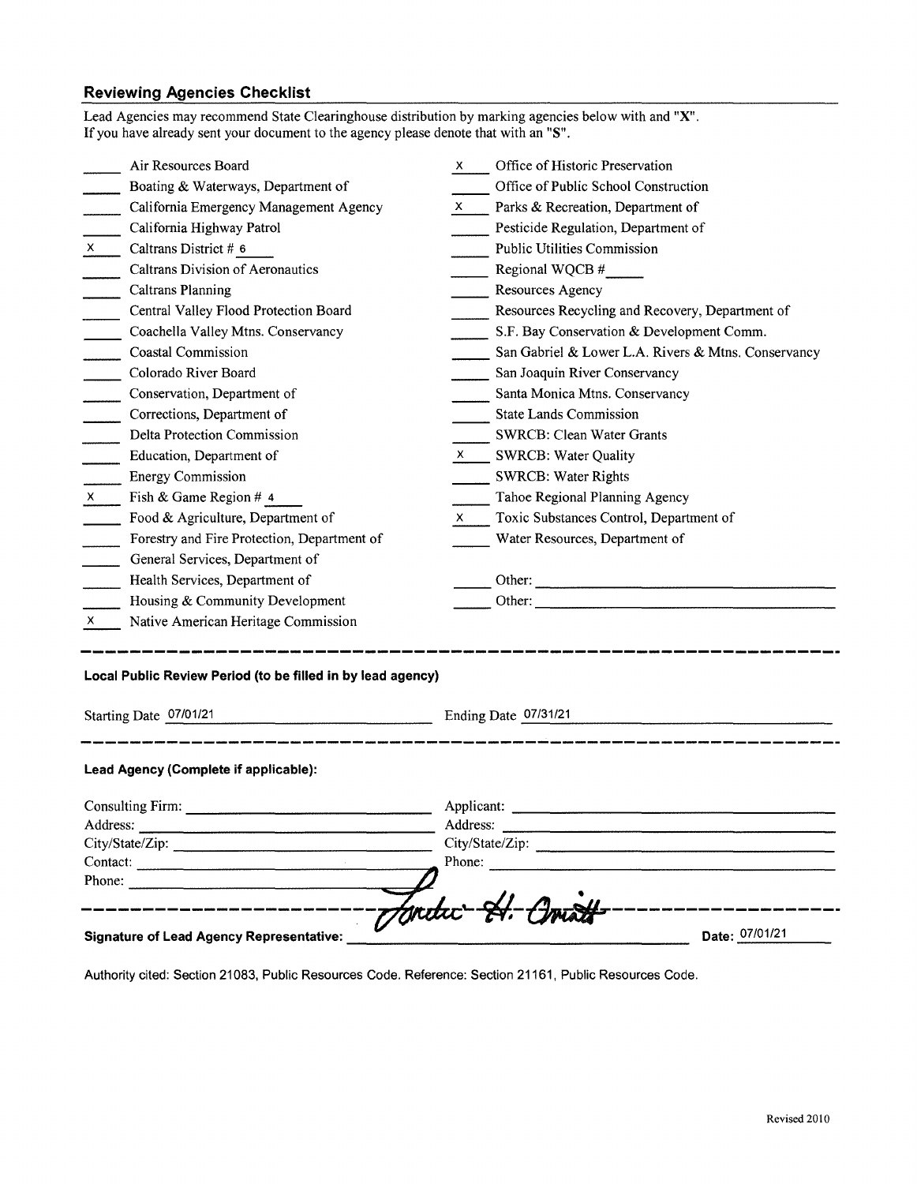## Reviewing Agencies Checklist

Lead Agencies may recommend State Clearinghouse distribution by marking agencies below with and "X".
If you have already sent your document to the agency please denote that with an "S".

| | | | |
|---|---|---|---|
| | Air Resources Board | X | Office of Historic Preservation |
| | Boating & Waterways, Department of | | Office of Public School Construction |
| | California Emergency Management Agency | X | Parks & Recreation, Department of |
| | California Highway Patrol | | Pesticide Regulation, Department of |
| X | Caltrans District # 6 | | Public Utilities Commission |
| | Caltrans Division of Aeronautics | | Regional WQCB # |
| | Caltrans Planning | | Resources Agency |
| | Central Valley Flood Protection Board | | Resources Recycling and Recovery, Department of |
| | Coachella Valley Mtns. Conservancy | | S.F. Bay Conservation & Development Comm. |
| | Coastal Commission | | San Gabriel & Lower L.A. Rivers & Mtns. Conservancy |
| | Colorado River Board | | San Joaquin River Conservancy |
| | Conservation, Department of | | Santa Monica Mtns. Conservancy |
| | Corrections, Department of | | State Lands Commission |
| | Delta Protection Commission | | SWRCB: Clean Water Grants |
| | Education, Department of | X | SWRCB: Water Quality |
| | Energy Commission | | SWRCB: Water Rights |
| X | Fish & Game Region # 4 | | Tahoe Regional Planning Agency |
| | Food & Agriculture, Department of | X | Toxic Substances Control, Department of |
| | Forestry and Fire Protection, Department of | | Water Resources, Department of |
| | General Services, Department of | | |
| | Health Services, Department of | | Other: |
| | Housing & Community Development | | Other: |
| X | Native American Heritage Commission | | |

---

**Local Public Review Period (to be filled in by lead agency)**

Starting Date 07/01/21 Ending Date 07/31/21

---

**Lead Agency (Complete if applicable):**

| | |
|---|---|
| Consulting Firm: | Applicant: |
| Address: | Address: |
| City/State/Zip: | City/State/Zip: |
| Contact: | Phone: |
| Phone: | |

---

**Signature of Lead Agency Representative:** Jonathan H. Amath **Date:** 07/01/21

Authority cited: Section 21083, Public Resources Code. Reference: Section 21161, Public Resources Code.

Revised 2010